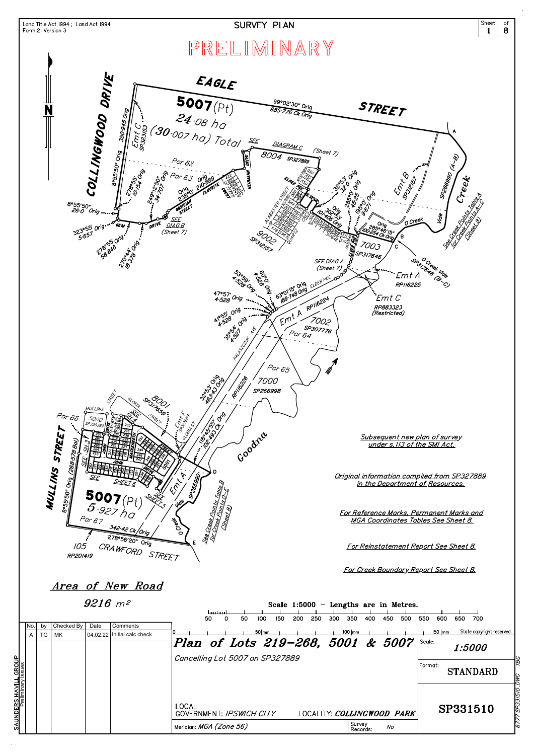Land Title Act 1994 ; Land Act 1994
Form 21 Version 3

# SURVEY PLAN

Sheet 1 of 8

## PRELIMINARY

EAGLE STREET

COLLINGWOOD DRIVE

5007 (Pt)
24·08 ha
(30·007 ha) Total

SEE DIAGRAM C (Sheet 7)

8004 SP327889

99°02'30" Orig
885·776 Ck Orig

Emt C SP323153

Emt B SP312157

SP266990 (A–B)

Creek

See Creek Points Table A for Creek Points A–C (Sheet 8)

0 Creek Vide SP317646 (B–C)

Por 62
Por 63

350·945 Orig
8°55'50" Orig
278°55' 10·154 Orig
249°12'50" 34·707 Orig
Orig 238°0' 210·889
8°55'50" 26·0 Orig
323°55' 5·657 Orig
278°55' 58·846 Orig
270°44' 18·378 Orig

SEE DIAG B (Sheet 7)

9002 SP312157

32°53' 32·0 Orig
285°0' 45·25 Orig
195°0' 9·671 Orig
302°53' 101·406 Orig
Orig 285°46'15" 100·254 Ck Orig

7003 SP317646

SEE DIAG A (Sheet 7)

Emt A RP116225
Emt C RP883323 (Restricted)

53°59' 4·528 Orig
60°0' 4·528 Orig
47°57' 4·528 Orig
41°55' 4·528 Orig
35°54' 4·527 Orig
63°01'15" Orig 189·748 Orig

Emt A RP116224

7002 SP307776

Por 64
Por 65

7000 SP266998

32°53' Orig 463·43 Orig

RP116226

8001 SP317659

Emt F SP317659

118°45'55" Orig 102·493 Ck Orig

Goodna

Por 66
5000 SP330389

MULLINS STREET
8°55'50" Orig (268·578 Bal)

SEE SHEET 6
SEE SHEET 5

5007 (Pt)
5·927 ha

Por 67

342·42 Ck Orig
278°56'20" Orig

105 RP201419

CRAWFORD STREET

Emt A

Vide SP266990

See Creek Points Table B for Creek Points D–E (Sheet 8)

*Subsequent new plan of survey under s.113 of the SMI Act.*

*Original information compiled from SP327889 in the Department of Resources.*

*For Reference Marks, Permanent Marks and MGA Coordinates Tables See Sheet 8.*

*For Reinstatement Report See Sheet 8.*

*For Creek Boundary Report See Sheet 8.*

*Area of New Road*

*9216 m²*

Scale 1:5000 – Lengths are in Metres.

| No. | by | Checked By | Date | Comments |
|---|---|---|---|---|
| A | TG | MK | 04.02.22 | Initial calc check |

SAUNDERS HAVILL GROUP
Preliminary Issues

State copyright reserved.

**Plan of Lots 219–268, 5001 & 5007**

Cancelling Lot 5007 on SP327889

LOCAL GOVERNMENT: IPSWICH CITY
LOCALITY: COLLINGWOOD PARK

Meridian: MGA (Zone 56)
Survey Records: No

Scale: 1:5000
Format: STANDARD

SP331510

6777 SP331510.DWG TBG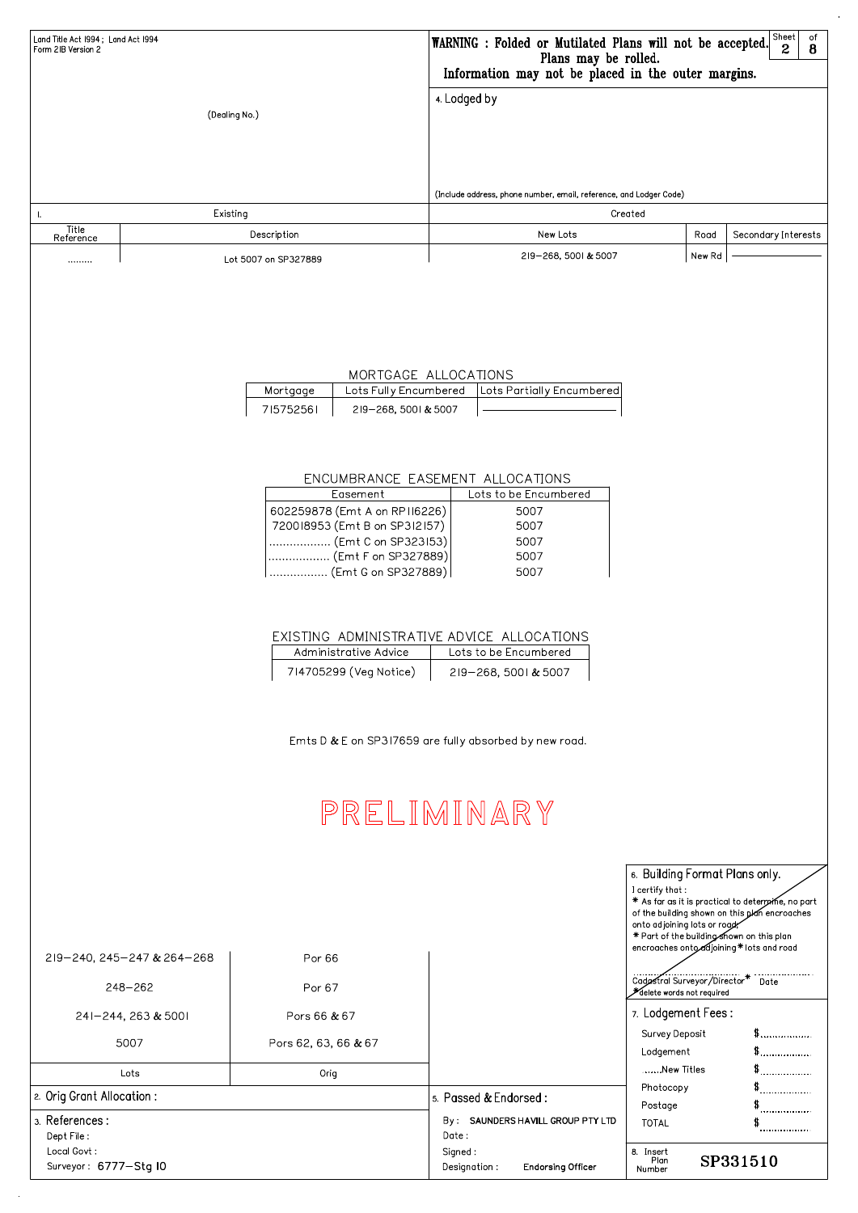Land Title Act 1994 ; Land Act 1994
Form 21B Version 2

**WARNING : Folded or Mutilated Plans will not be accepted.**
**Plans may be rolled.**
**Information may not be placed in the outer margins.**

Sheet 2 of 8

(Dealing No.)

4. Lodged by

(Include address, phone number, email, reference, and Lodger Code)

| 1. Existing | | Created | | |
|---|---|---|---|---|
| Title Reference | Description | New Lots | Road | Secondary Interests |
| ......... | Lot 5007 on SP327889 | 219–268, 5001 & 5007 | New Rd | ———————— |

MORTGAGE ALLOCATIONS

| Mortgage | Lots Fully Encumbered | Lots Partially Encumbered |
|---|---|---|
| 715752561 | 219–268, 5001 & 5007 | ———————— |

ENCUMBRANCE EASEMENT ALLOCATIONS

| Easement | Lots to be Encumbered |
|---|---|
| 602259878 (Emt A on RP116226) | 5007 |
| 720018953 (Emt B on SP312157) | 5007 |
| .................. (Emt C on SP323153) | 5007 |
| .................. (Emt F on SP327889) | 5007 |
| ................. (Emt G on SP327889) | 5007 |

EXISTING ADMINISTRATIVE ADVICE ALLOCATIONS

| Administrative Advice | Lots to be Encumbered |
|---|---|
| 714705299 (Veg Notice) | 219–268, 5001 & 5007 |

Emts D & E on SP317659 are fully absorbed by new road.

PRELIMINARY

| Lots | Orig |
|---|---|
| 219–240, 245–247 & 264–268 | Por 66 |
| 248–262 | Por 67 |
| 241–244, 263 & 5001 | Pors 66 & 67 |
| 5007 | Pors 62, 63, 66 & 67 |

2. Orig Grant Allocation :

3. References :
Dept File :
Local Govt :
Surveyor : 6777–Stg 10

5. Passed & Endorsed :
By : SAUNDERS HAVILL GROUP PTY LTD
Date :
Signed :
Designation : Endorsing Officer

6. Building Format Plans only.
I certify that :
* As far as it is practical to determine, no part of the building shown on this plan encroaches onto adjoining lots or road;
* Part of the building shown on this plan encroaches onto adjoining * lots and road

.................................. Cadastral Surveyor/Director* .................. Date
*delete words not required

7. Lodgement Fees :

| | |
|---|---|
| Survey Deposit | $................ |
| Lodgement | $................ |
| .......New Titles | $................ |
| Photocopy | $................ |
| Postage | $................ |
| TOTAL | $................ |

8. Insert Plan Number **SP331510**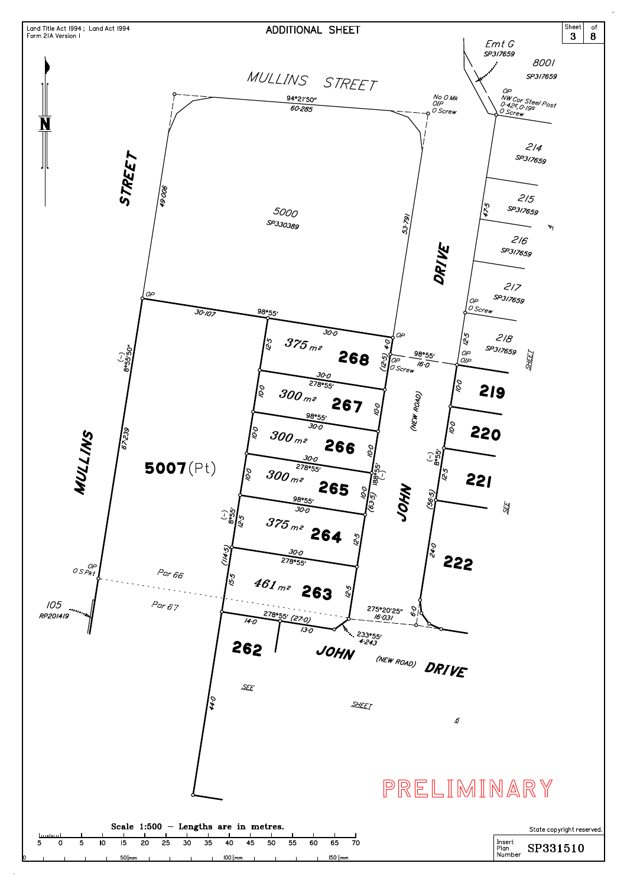Land Title Act 1994 ; Land Act 1994
Form 21A Version 1

# ADDITIONAL SHEET

Sheet 3 of 8

MULLINS STREET

Emt G SP317659

8001 SP317659

94°21'50"
60·285

No O Mk
OIP
O Screw

OP
NW Cor Steel Post
0·425, 0·195
O Screw

214 SP317659

215 SP317659

216 SP317659

217 SP317659

218 SP317659

47·5

STREET

49·006

5000
SP330389

53·791

DRIVE

OP

30·107

98°55'

30·0

OP
O Screw

12·5

375 m² **268**

4·0

OP

(12·5)

OP
O Screw

98°55'
16·0

OP
OIP

12·5

SHEET

(-)
8°55'50"

30·0
278°55'

10·0

300 m² **267**

10·0

**219**

10·0

98°55'
30·0

10·0

300 m² **266**

10·0

(NEW ROAD)

**220**

10·0

30·0
278°55'

10·0

300 m² **265**

10·0

188°55'
(-)

(-)
8°55'

12·5

**221**

SEE

MULLINS

67·239

**5007**(Pt)

98°55'
30·0

(-)
8°55'

12·5

375 m² **264**

12·5

(63·5)

JOHN

(56·5)

30·0
278°55'

(114·5)

24·0

**222**

OP
O S Pkt

Por 66

15·5

461 m² **263**

12·5

105
RP201419

Por 67

278°55' (27·0)

14·0

13·0

275°20'25"
16·031

6·0

233°55'
4·243

**262**

JOHN (NEW ROAD) DRIVE

44·0

SEE

SHEET

6

PRELIMINARY

Scale 1:500 — Lengths are in metres.

State copyright reserved.

Insert Plan Number SP331510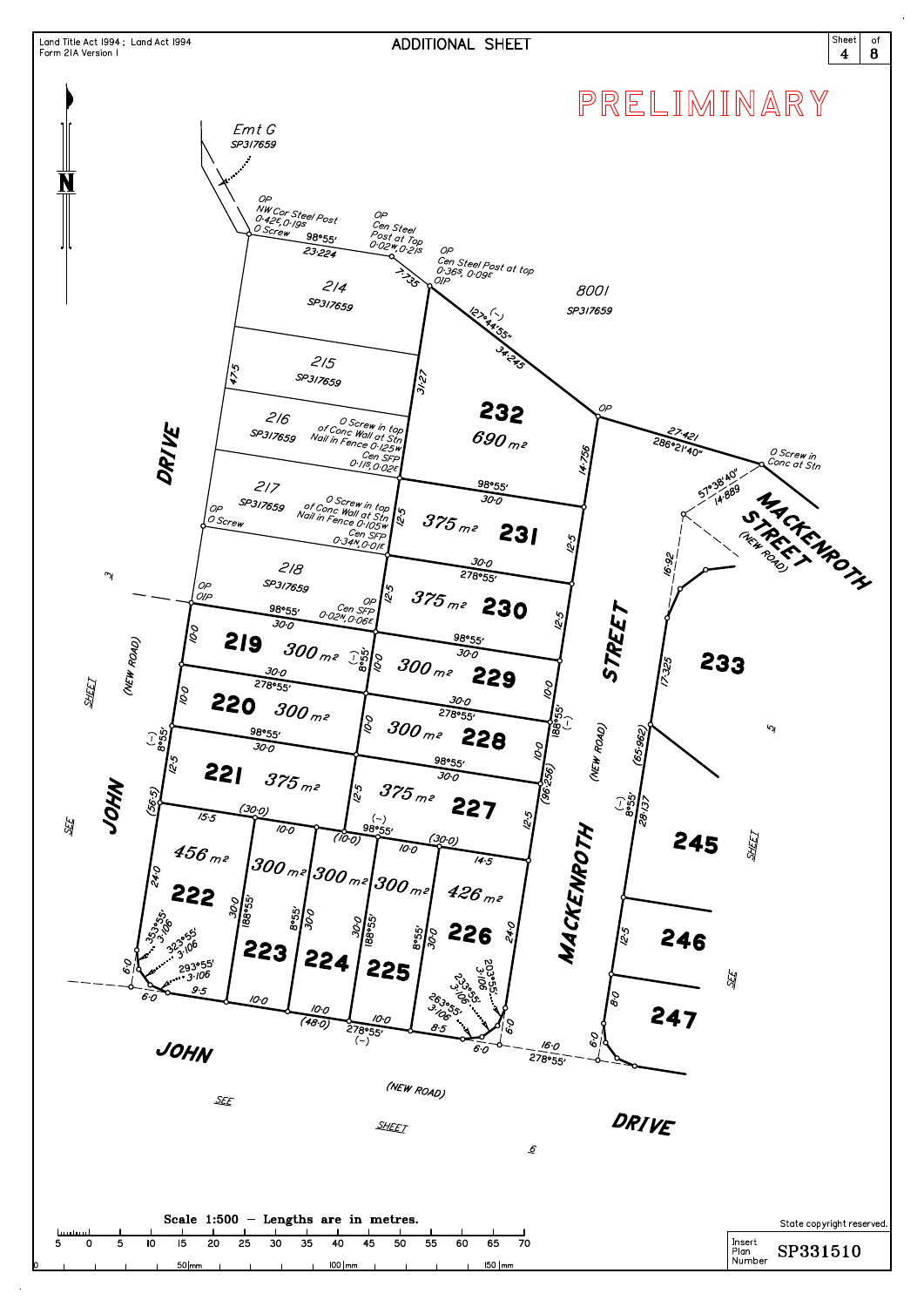Land Title Act 1994 ; Land Act 1994
Form 21A Version 1

# ADDITIONAL SHEET

Sheet 4 of 8

PRELIMINARY

Emt G
SP317659

OP
NW Cor Steel Post
0·42E, 0·19S
O Screw

98°55′
23·224

OP
Cen Steel
Post at Top
0·02W, 0·21S

7·735

OP
Cen Steel Post at top
0·36S, 0·09E
OIP

8001
SP317659

127°44′55″ (−)
34·245

214
SP317659

215
SP317659

47·5

31·27

216
SP317659

O Screw in top
of Conc Wall at Stn
Nail in Fence 0·125W
Cen SFP
0·11S, 0·02E

232
690 m²

OP

27·421
286°21′40″

O Screw in
Conc at Stn

14·756

DRIVE

217
SP317659

OP
O Screw

O Screw in top
of Conc Wall at Stn
Nail in Fence 0·105W
Cen SFP
0·34N, 0·01E

98°55′
30·0

12·5

375 m²
231

12·5

57°38′40″
14·889

MACKENROTH STREET (NEW ROAD)

16·92

218
SP317659

OP
OIP

OP
Cen SFP
0·02N, 0·06E

30·0
278°55′

12·5

375 m²
230

12·5

STREET

3

98°55′
30·0

219
300 m²

10·0

(−) 8°55′

10·0

98°55′
30·0

300 m²
229

10·0

233

17·325

(NEW ROAD)

30·0
278°55′

10·0

220
300 m²

30·0
278°55′

10·0

300 m²
228

188°55′ (−)

10·0

5

SHEET

(−) 8°55′

98°55′
30·0

12·5

221
375 m²

98°55′
30·0

12·5

375 m²
227

12·5

(65·962)

(NEW ROAD)

(96·256)

SEE

(56·5)

JOHN

15·5

(30·0)

10·0

(10·0)

(−) 98°55′

10·0

(30·0)

14·5

(−) 8°55′
28·137

245

SHEET

456 m²
222

24·0

300 m²
223

300 m²
224

300 m²
225

426 m²
226

24·0

MACKENROTH

30·0
188°55′

8°55′
30·0

30·0
188°55′

8°55′
30·0

12·5

246

353°55′
3·106

323°55′
3·106

293°55′
3·106

203°55′
3·106

233°55′
3·106

263°55′
3·106

SEE

6·0

6·0

9·5

10·0

10·0
(48·0)

10·0
278°55′
(−)

8·5

6·0

6·0

8·0

247

16·0
278°55′

6·0

JOHN

(NEW ROAD)

DRIVE

SEE

SHEET

6

Scale 1:500 — Lengths are in metres.

State copyright reserved.

Insert Plan Number SP331510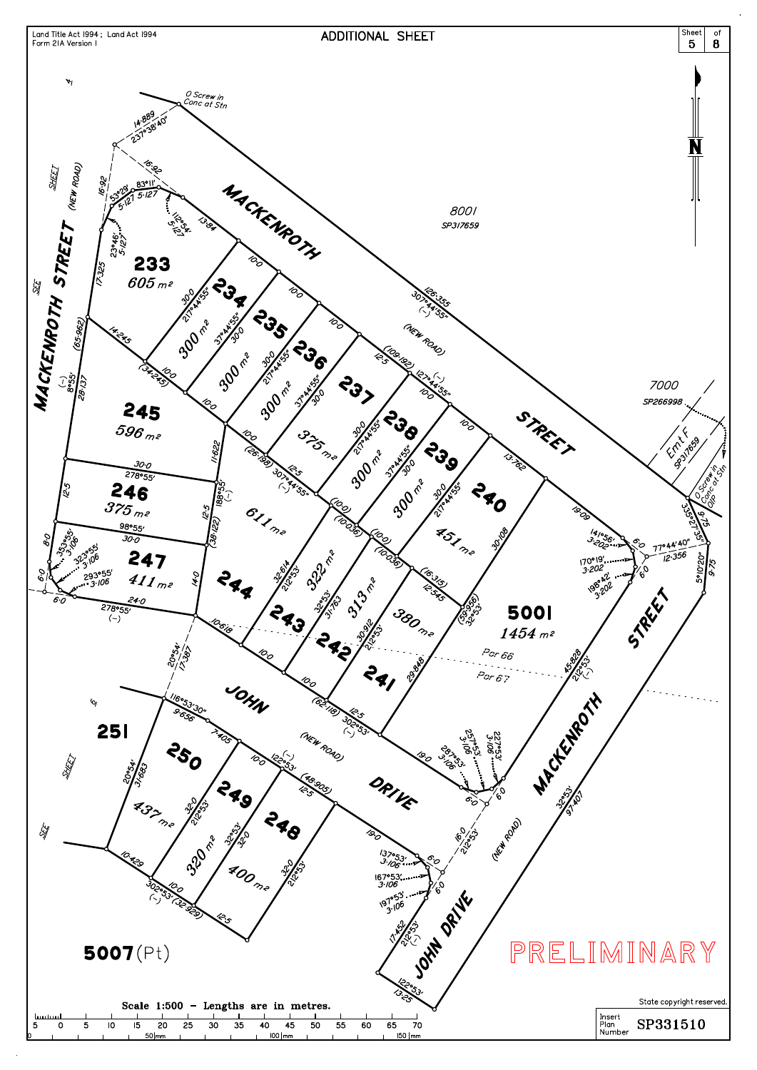Land Title Act 1994 ; Land Act 1994
Form 21A Version 1

# ADDITIONAL SHEET

Sheet 5 of 8

N

MACKENROTH STREET (NEW ROAD)

MACKENROTH STREET (NEW ROAD)

JOHN DRIVE (NEW ROAD)

MACKENROTH STREET

JOHN DRIVE

O Screw in Conc at Stn

O Screw in Conc in O/P

8001 SP317659

7000 SP266998

Emt F SP317659

SEE SHEET 4

SEE SHEET 6

| Lot | Area |
|---|---|
| 233 | 605 m² |
| 234 | 300 m² |
| 235 | 300 m² |
| 236 | 300 m² |
| 237 | 375 m² |
| 238 | 300 m² |
| 239 | 300 m² |
| 240 | 451 m² |
| 241 | 380 m² |
| 242 | 313 m² |
| 243 | 322 m² |
| 244 | 611 m² |
| 245 | 596 m² |
| 246 | 375 m² |
| 247 | 411 m² |
| 248 | 400 m² |
| 249 | 320 m² |
| 250 | 437 m² |
| 251 | |
| 5001 | 1454 m² |
| 5007(Pt) | |

Por 66

Por 67

PRELIMINARY

Scale 1:500 - Lengths are in metres.

State copyright reserved.

Insert Plan Number SP331510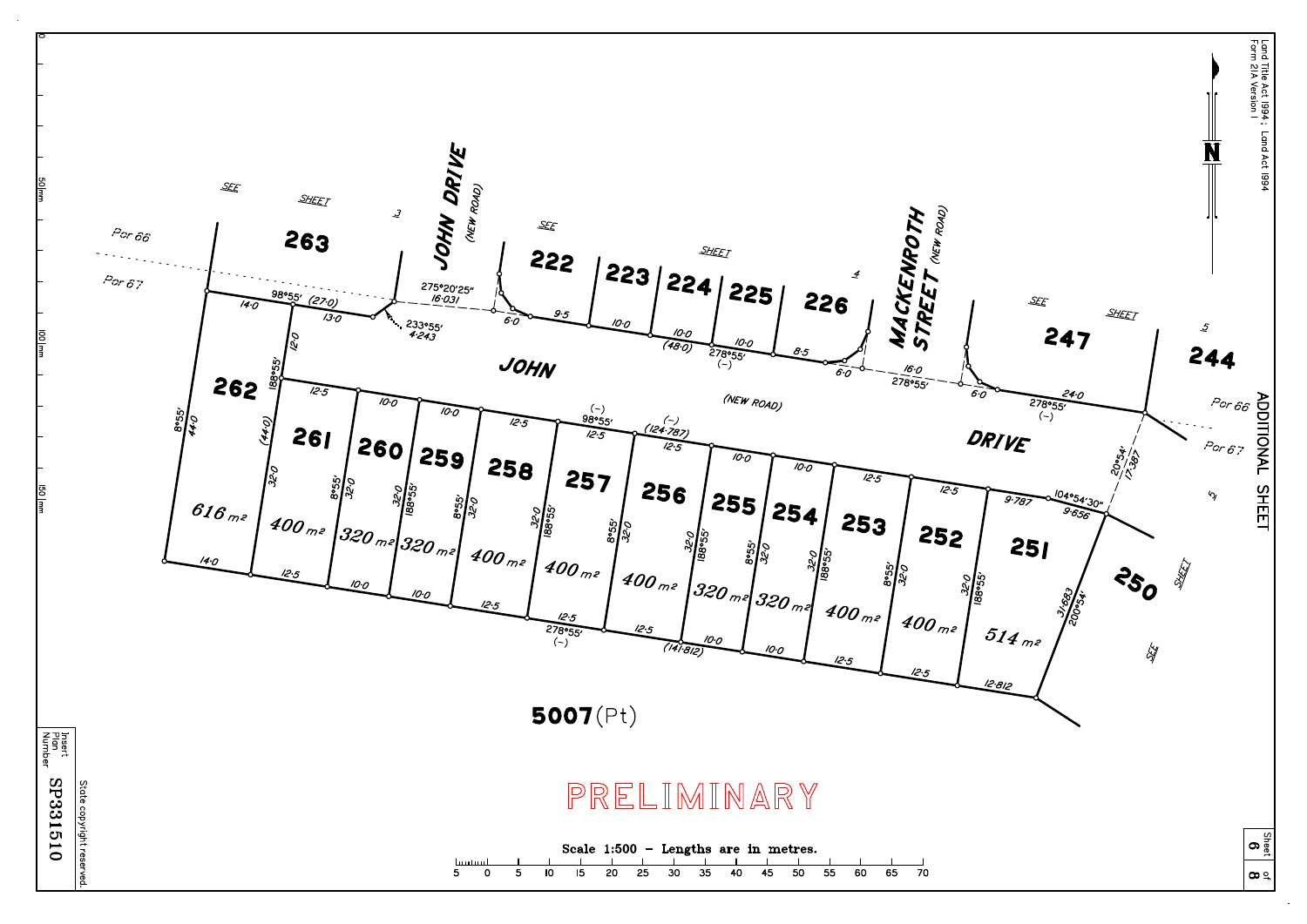Land Title Act 1994 ; Land Act 1994
Form 21A Version 1

N

SEE SHEET 3

SEE SHEET 4

SEE SHEET 5

SEE SHEET 5

ADDITIONAL SHEET

263

JOHN DRIVE (NEW ROAD)

222 223 224 225 226

MACKENROTH STREET (NEW ROAD)

247 244

Por 66
Por 67

JOHN (NEW ROAD) DRIVE

98°55′ (27·0)
14·0 13·0
275°20′25″ 16·031
233°55′ 4·243
6·0 9·5 10·0 10·0 (48·0) 10·0 278°55′ (–) 8·5 6·0
16·0 278°55′
6·0 24·0 278°55′ (–)
20°54′ 17·387
104°54′30″ 9·787 9·656
31·683 200°54′
12·812

(–) 98°55′ (–) (124·787)
12·5 10·0 10·0 12·5 12·5 12·5 10·0 10·0 12·5 12·5
278°55′ (–) (141·812)
14·0 12·5 10·0 10·0 12·5 12·5 12·5 10·0 10·0 12·5 12·5

8°55′ 44·0
188°55′ 12·0
(44·0)
32·0 8°55′ 188°55′

| Lot | Area |
|---|---|
| 262 | 616 m² |
| 261 | 400 m² |
| 260 | 320 m² |
| 259 | 320 m² |
| 258 | 400 m² |
| 257 | 400 m² |
| 256 | 400 m² |
| 255 | 320 m² |
| 254 | 320 m² |
| 253 | 400 m² |
| 252 | 400 m² |
| 251 | 514 m² |

250

5007(Pt)

PRELIMINARY

Scale 1:500 – Lengths are in metres.

Insert Plan Number SP331510

State copyright reserved.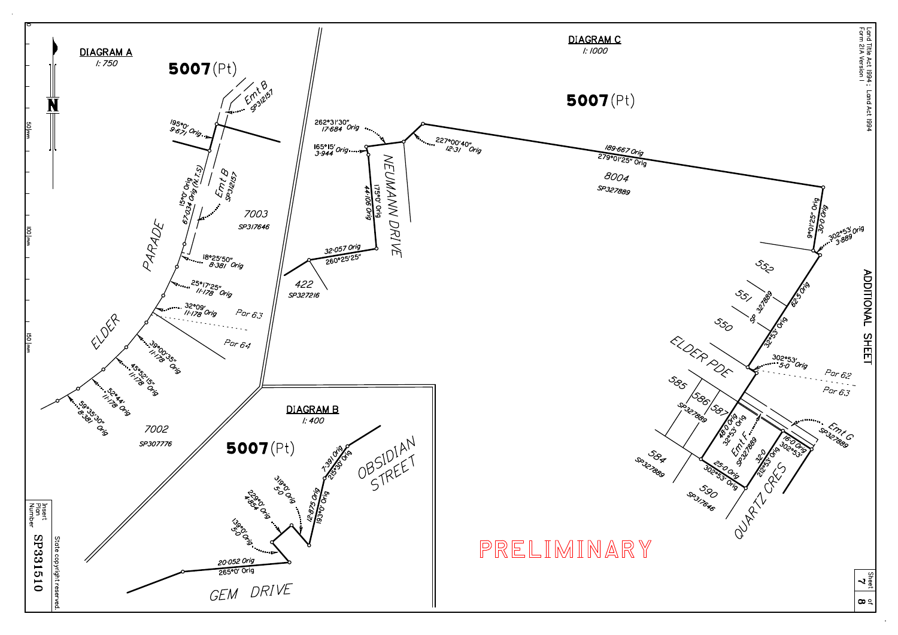## DIAGRAM A

I: 750

**5007** (Pt)

Emt B SP312157

195°0' Orig 9·671

15°0' Orig 67·034 Orig (N.T.S)

Emt B SP312157

7003 SP317646

18°25'50" 8·381 Orig

25°17'25" 11·178 Orig

32°09' 11·178 Orig

Por 63

Por 64

39°00'35" 11·178 Orig

45°52'15" 11·178 Orig

52°44' 11·178 Orig

59°35'30" 8·381 Orig

ELDER PARADE

7002 SP307776

## DIAGRAM B

I: 400

**5007** (Pt)

OBSIDIAN STREET

7·391 Orig 215°30' Orig

12·875 Orig 193°0' Orig

319°0' 5·0 Orig

229°0' Orig 4·854 Orig

139°0' Orig 5·0 Orig

20·052 Orig 265°0' Orig

GEM DRIVE

## DIAGRAM C

I: 1000

**5007** (Pt)

262°31'30" 17·684 Orig

165°15' Orig 3·944

227°00'40" 12·31 Orig

NEUMANN DRIVE

175°0' Orig 44·106 Orig

32·057 Orig 260°25'25"

422 SP327216

189·667 Orig 279°01'25" Orig

8004 SP327889

9°01'25" Orig 30·0 Orig

302°53' Orig 3·889

552

551 SP 327889

550

62·5 Orig 32°53' Orig

ELDER PDE

302°53' Orig 5·0

Por 62

Por 63

585

586

587 SP327889

48·0 Orig 32°53' Orig

Emt F SP327889

Emt G SP327889

16·0 Orig 302°53'

32·0

212°53' Orig

584 SP327889

25·0 Orig 302°53' Orig

590 SP317646

QUARTZ CRES

PRELIMINARY

ADDITIONAL SHEET

Land Title Act 1994 ; Land Act 1994 Form 21A Version 1

State copyright reserved.

Insert Plan Number SP331510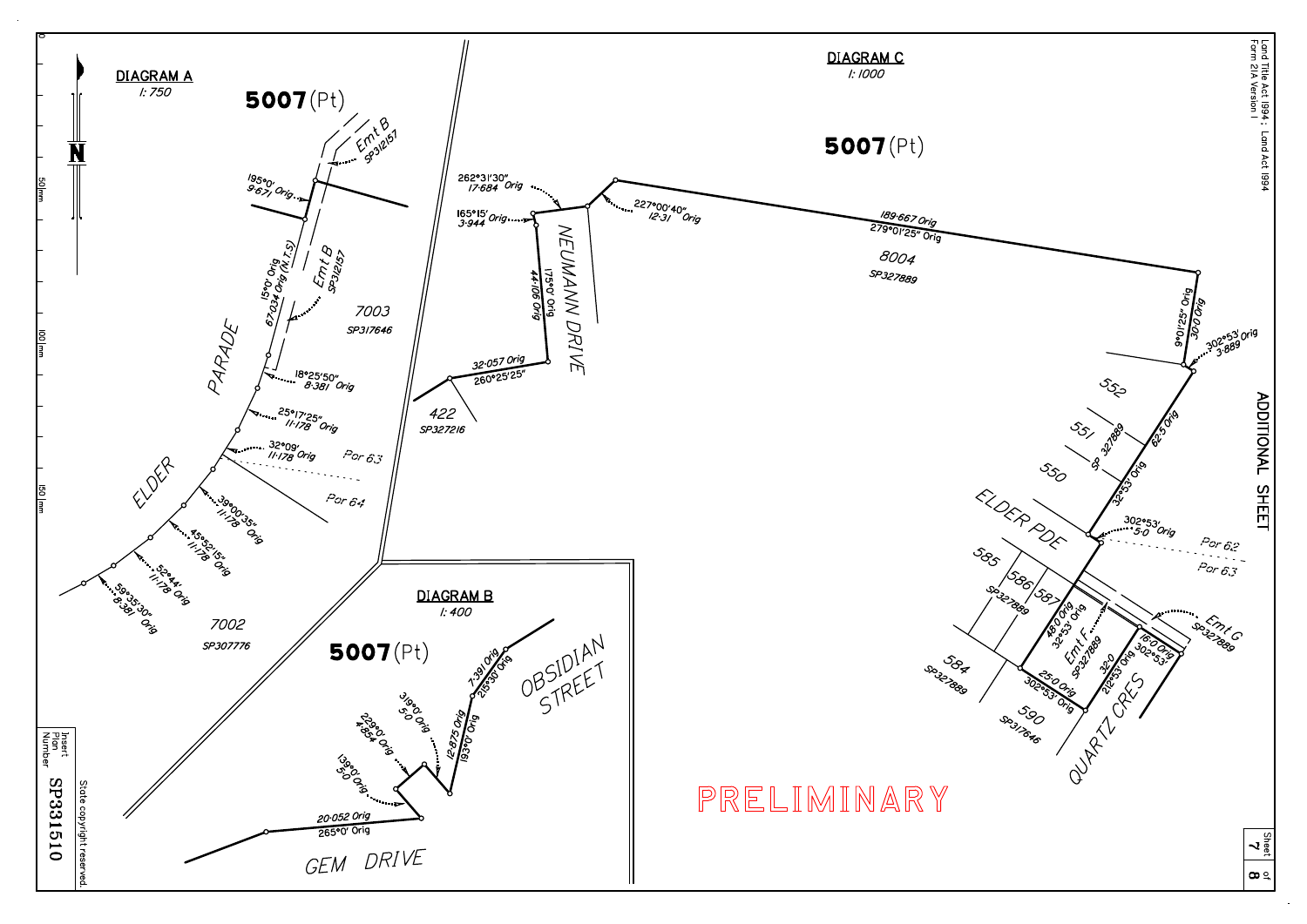Land Title Act 1994 ; Land Act 1994
Form 21A Version 1

## DIAGRAM A

1: 750

**5007**(Pt)

Emt B SP312157

195°0' 9·671 Orig

15°0' Orig 67·034 Orig (N.T.S)

Emt B SP312157

7003 SP317646

18°25'50" 8·381 Orig

25°17'25" 11·178 Orig

32°09' 11·178 Orig

Por 63

Por 64

39°00'35" 11·178 Orig

45°52'15" 11·178 Orig

52°44' 11·178 Orig

59°35'30" 8·381 Orig

ELDER PARADE

7002 SP307776

## DIAGRAM B

1: 400

**5007**(Pt)

OBSIDIAN STREET

7·391 Orig 215°30' Orig

12·875 Orig 193°0' Orig

319°0' 5·0 Orig

229°0' 4·854 Orig

139°0' 5·0 Orig

20·052 Orig 265°0' Orig

GEM DRIVE

## DIAGRAM C

1: 1000

**5007**(Pt)

262°31'30" 17·684 Orig

165°15' 3·944 Orig

227°00'40" 12·31 Orig

189·667 Orig 279°01'25" Orig

8004 SP327889

NEUMANN DRIVE

175°0' Orig 44·106 Orig

32·057 Orig 260°25'25"

422 SP327216

9°01'25" Orig 30·0 Orig

302°53' Orig 3·889

552

551 SP 327889

550

62·5 Orig 32°53' Orig

ELDER PDE

302°53' 5·0 Orig

Por 62

Por 63

585 586 587 SP327889

48·0 Orig 32°53' Orig

Emt F SP327889

Emt G SP327889

16·0 Orig 302°53'

32·0 212°53' Orig

584 SP327889

25·0 Orig 302°53' Orig

590 SP317646

QUARTZ CRES

ADDITIONAL SHEET

PRELIMINARY

Insert Plan Number SP331510

State copyright reserved.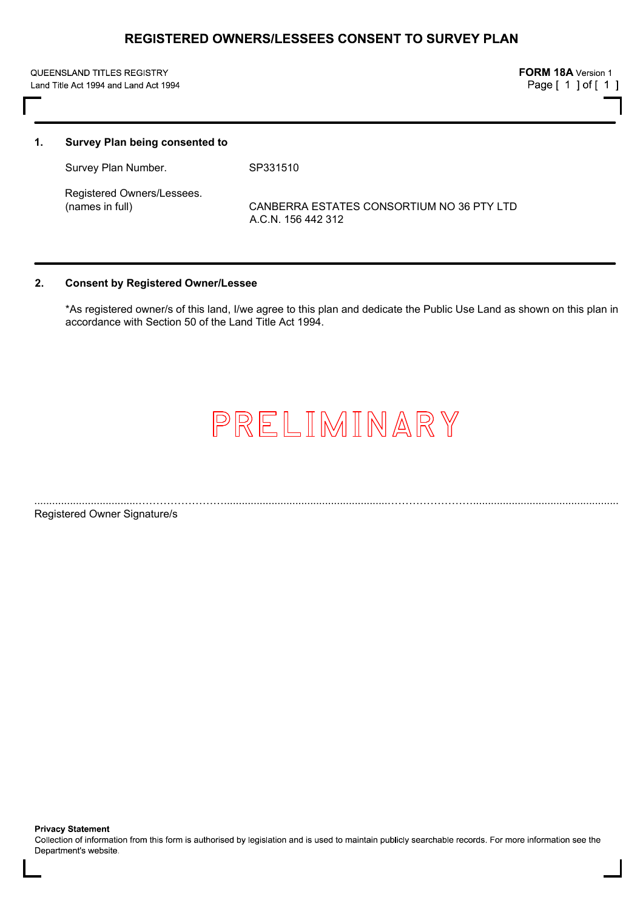# REGISTERED OWNERS/LESSEES CONSENT TO SURVEY PLAN

QUEENSLAND TITLES REGISTRY
Land Title Act 1994 and Land Act 1994

**FORM 18A** Version 1
Page [ 1 ] of [ 1 ]

## 1. Survey Plan being consented to

| | |
|---|---|
| Survey Plan Number. | SP331510 |
| Registered Owners/Lessees. (names in full) | CANBERRA ESTATES CONSORTIUM NO 36 PTY LTD A.C.N. 156 442 312 |

## 2. Consent by Registered Owner/Lessee

*As registered owner/s of this land, I/we agree to this plan and dedicate the Public Use Land as shown on this plan in accordance with Section 50 of the Land Title Act 1994.

PRELIMINARY

........................................................................................................................................................

Registered Owner Signature/s

**Privacy Statement**
Collection of information from this form is authorised by legislation and is used to maintain publicly searchable records. For more information see the Department's website.